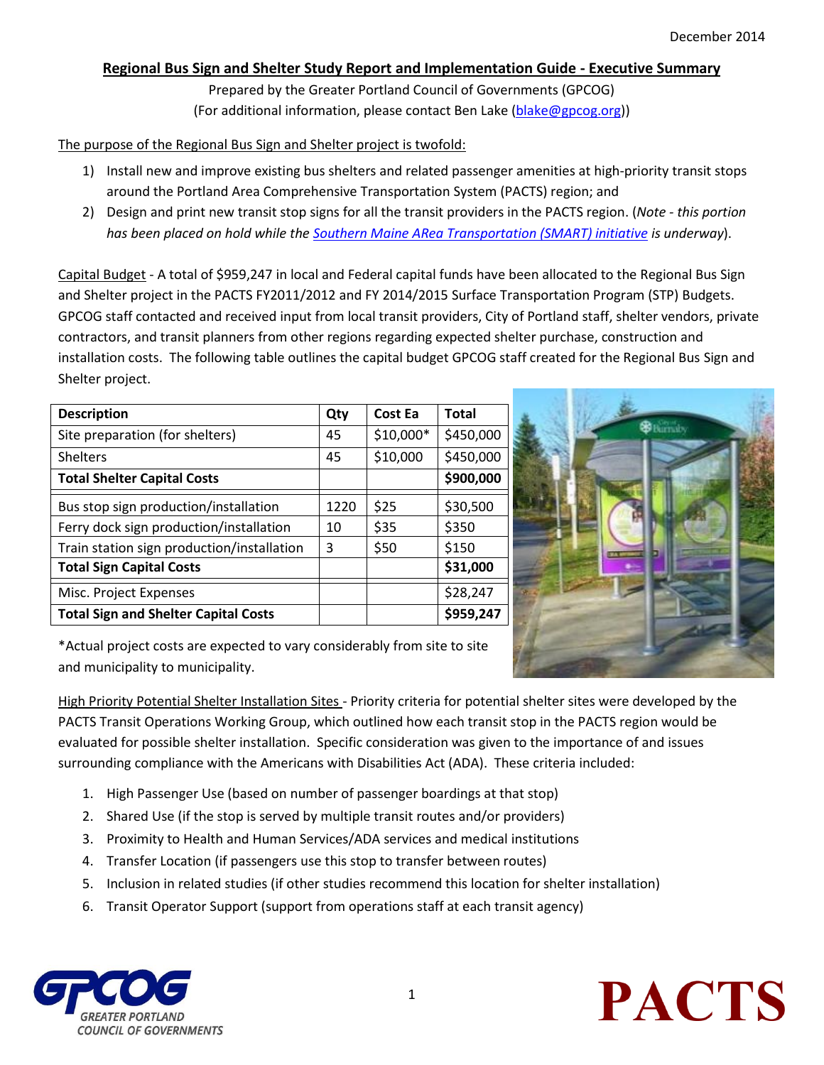December 2014

## Regional Bus Sign and Shelter Study Report and Implementation Guide - Executive Summary

Prepared by the Greater Portland Council of Governments (GPCOG)
(For additional information, please contact Ben Lake (blake@gpcog.org))

The purpose of the Regional Bus Sign and Shelter project is twofold:

1) Install new and improve existing bus shelters and related passenger amenities at high-priority transit stops around the Portland Area Comprehensive Transportation System (PACTS) region; and
2) Design and print new transit stop signs for all the transit providers in the PACTS region. (*Note - this portion has been placed on hold while the Southern Maine ARea Transportation (SMART) initiative is underway*).

Capital Budget - A total of $959,247 in local and Federal capital funds have been allocated to the Regional Bus Sign and Shelter project in the PACTS FY2011/2012 and FY 2014/2015 Surface Transportation Program (STP) Budgets. GPCOG staff contacted and received input from local transit providers, City of Portland staff, shelter vendors, private contractors, and transit planners from other regions regarding expected shelter purchase, construction and installation costs. The following table outlines the capital budget GPCOG staff created for the Regional Bus Sign and Shelter project.

| Description | Qty | Cost Ea | Total |
|---|---|---|---|
| Site preparation (for shelters) | 45 | $10,000* | $450,000 |
| Shelters | 45 | $10,000 | $450,000 |
| **Total Shelter Capital Costs** | | | **$900,000** |
| Bus stop sign production/installation | 1220 | $25 | $30,500 |
| Ferry dock sign production/installation | 10 | $35 | $350 |
| Train station sign production/installation | 3 | $50 | $150 |
| **Total Sign Capital Costs** | | | **$31,000** |
| Misc. Project Expenses | | | $28,247 |
| **Total Sign and Shelter Capital Costs** | | | **$959,247** |

*Actual project costs are expected to vary considerably from site to site and municipality to municipality.

High Priority Potential Shelter Installation Sites - Priority criteria for potential shelter sites were developed by the PACTS Transit Operations Working Group, which outlined how each transit stop in the PACTS region would be evaluated for possible shelter installation. Specific consideration was given to the importance of and issues surrounding compliance with the Americans with Disabilities Act (ADA). These criteria included:

1. High Passenger Use (based on number of passenger boardings at that stop)
2. Shared Use (if the stop is served by multiple transit routes and/or providers)
3. Proximity to Health and Human Services/ADA services and medical institutions
4. Transfer Location (if passengers use this stop to transfer between routes)
5. Inclusion in related studies (if other studies recommend this location for shelter installation)
6. Transit Operator Support (support from operations staff at each transit agency)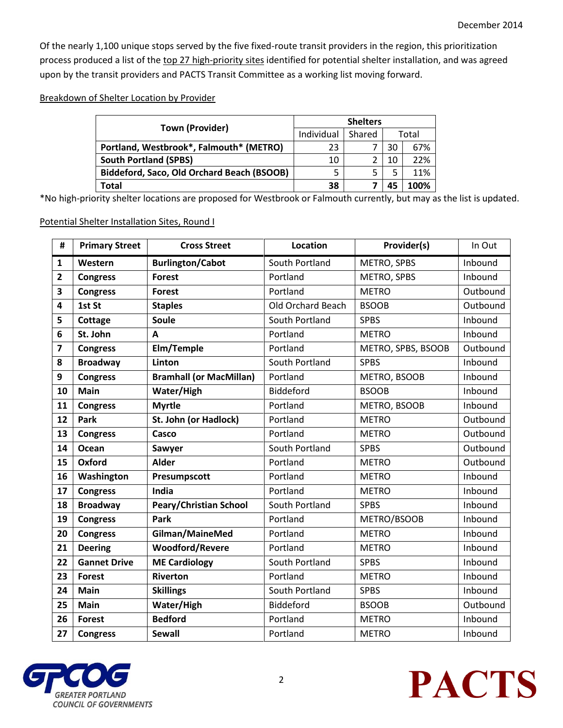Of the nearly 1,100 unique stops served by the five fixed-route transit providers in the region, this prioritization process produced a list of the top 27 high-priority sites identified for potential shelter installation, and was agreed upon by the transit providers and PACTS Transit Committee as a working list moving forward.

Breakdown of Shelter Location by Provider

| Town (Provider) | Shelters | | | |
|---|---|---|---|---|
| | Individual | Shared | Total | |
| **Portland, Westbrook*, Falmouth* (METRO)** | 23 | 7 | 30 | 67% |
| **South Portland (SPBS)** | 10 | 2 | 10 | 22% |
| **Biddeford, Saco, Old Orchard Beach (BSOOB)** | 5 | 5 | 5 | 11% |
| **Total** | **38** | **7** | **45** | **100%** |

*No high-priority shelter locations are proposed for Westbrook or Falmouth currently, but may as the list is updated.

Potential Shelter Installation Sites, Round I

| # | Primary Street | Cross Street | Location | Provider(s) | In Out |
|---|---|---|---|---|---|
| **1** | **Western** | **Burlington/Cabot** | South Portland | METRO, SPBS | Inbound |
| **2** | **Congress** | **Forest** | Portland | METRO, SPBS | Inbound |
| **3** | **Congress** | **Forest** | Portland | METRO | Outbound |
| **4** | **1st St** | **Staples** | Old Orchard Beach | BSOOB | Outbound |
| **5** | **Cottage** | **Soule** | South Portland | SPBS | Inbound |
| **6** | **St. John** | **A** | Portland | METRO | Inbound |
| **7** | **Congress** | **Elm/Temple** | Portland | METRO, SPBS, BSOOB | Outbound |
| **8** | **Broadway** | **Linton** | South Portland | SPBS | Inbound |
| **9** | **Congress** | **Bramhall (or MacMillan)** | Portland | METRO, BSOOB | Inbound |
| **10** | **Main** | **Water/High** | Biddeford | BSOOB | Inbound |
| **11** | **Congress** | **Myrtle** | Portland | METRO, BSOOB | Inbound |
| **12** | **Park** | **St. John (or Hadlock)** | Portland | METRO | Outbound |
| **13** | **Congress** | **Casco** | Portland | METRO | Outbound |
| **14** | **Ocean** | **Sawyer** | South Portland | SPBS | Outbound |
| **15** | **Oxford** | **Alder** | Portland | METRO | Outbound |
| **16** | **Washington** | **Presumpscott** | Portland | METRO | Inbound |
| **17** | **Congress** | **India** | Portland | METRO | Inbound |
| **18** | **Broadway** | **Peary/Christian School** | South Portland | SPBS | Inbound |
| **19** | **Congress** | **Park** | Portland | METRO/BSOOB | Inbound |
| **20** | **Congress** | **Gilman/MaineMed** | Portland | METRO | Inbound |
| **21** | **Deering** | **Woodford/Revere** | Portland | METRO | Inbound |
| **22** | **Gannet Drive** | **ME Cardiology** | South Portland | SPBS | Inbound |
| **23** | **Forest** | **Riverton** | Portland | METRO | Inbound |
| **24** | **Main** | **Skillings** | South Portland | SPBS | Inbound |
| **25** | **Main** | **Water/High** | Biddeford | BSOOB | Outbound |
| **26** | **Forest** | **Bedford** | Portland | METRO | Inbound |
| **27** | **Congress** | **Sewall** | Portland | METRO | Inbound |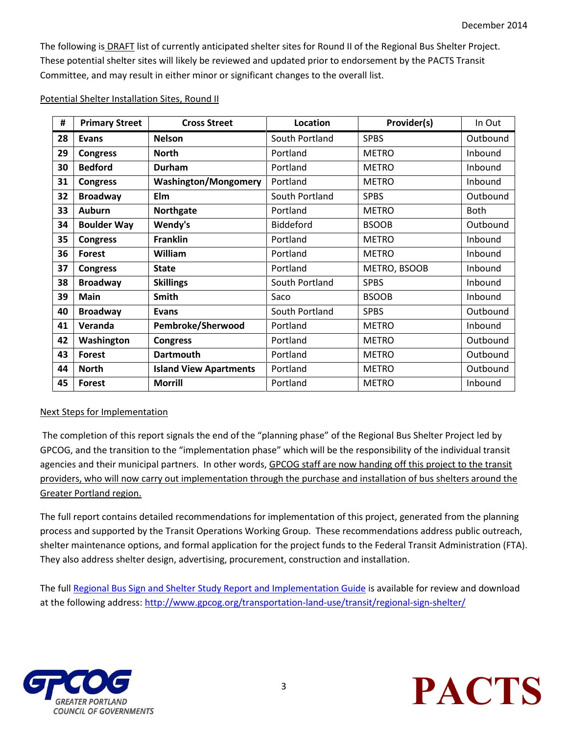December 2014

The following is DRAFT list of currently anticipated shelter sites for Round II of the Regional Bus Shelter Project. These potential shelter sites will likely be reviewed and updated prior to endorsement by the PACTS Transit Committee, and may result in either minor or significant changes to the overall list.

Potential Shelter Installation Sites, Round II

| # | Primary Street | Cross Street | Location | Provider(s) | In Out |
|---|---|---|---|---|---|
| **28** | **Evans** | **Nelson** | South Portland | SPBS | Outbound |
| **29** | **Congress** | **North** | Portland | METRO | Inbound |
| **30** | **Bedford** | **Durham** | Portland | METRO | Inbound |
| **31** | **Congress** | **Washington/Mongomery** | Portland | METRO | Inbound |
| **32** | **Broadway** | **Elm** | South Portland | SPBS | Outbound |
| **33** | **Auburn** | **Northgate** | Portland | METRO | Both |
| **34** | **Boulder Way** | **Wendy's** | Biddeford | BSOOB | Outbound |
| **35** | **Congress** | **Franklin** | Portland | METRO | Inbound |
| **36** | **Forest** | **William** | Portland | METRO | Inbound |
| **37** | **Congress** | **State** | Portland | METRO, BSOOB | Inbound |
| **38** | **Broadway** | **Skillings** | South Portland | SPBS | Inbound |
| **39** | **Main** | **Smith** | Saco | BSOOB | Inbound |
| **40** | **Broadway** | **Evans** | South Portland | SPBS | Outbound |
| **41** | **Veranda** | **Pembroke/Sherwood** | Portland | METRO | Inbound |
| **42** | **Washington** | **Congress** | Portland | METRO | Outbound |
| **43** | **Forest** | **Dartmouth** | Portland | METRO | Outbound |
| **44** | **North** | **Island View Apartments** | Portland | METRO | Outbound |
| **45** | **Forest** | **Morrill** | Portland | METRO | Inbound |

Next Steps for Implementation

The completion of this report signals the end of the "planning phase" of the Regional Bus Shelter Project led by GPCOG, and the transition to the "implementation phase" which will be the responsibility of the individual transit agencies and their municipal partners. In other words, GPCOG staff are now handing off this project to the transit providers, who will now carry out implementation through the purchase and installation of bus shelters around the Greater Portland region.

The full report contains detailed recommendations for implementation of this project, generated from the planning process and supported by the Transit Operations Working Group. These recommendations address public outreach, shelter maintenance options, and formal application for the project funds to the Federal Transit Administration (FTA). They also address shelter design, advertising, procurement, construction and installation.

The full Regional Bus Sign and Shelter Study Report and Implementation Guide is available for review and download at the following address: http://www.gpcog.org/transportation-land-use/transit/regional-sign-shelter/

GPCOG GREATER PORTLAND COUNCIL OF GOVERNMENTS

PACTS